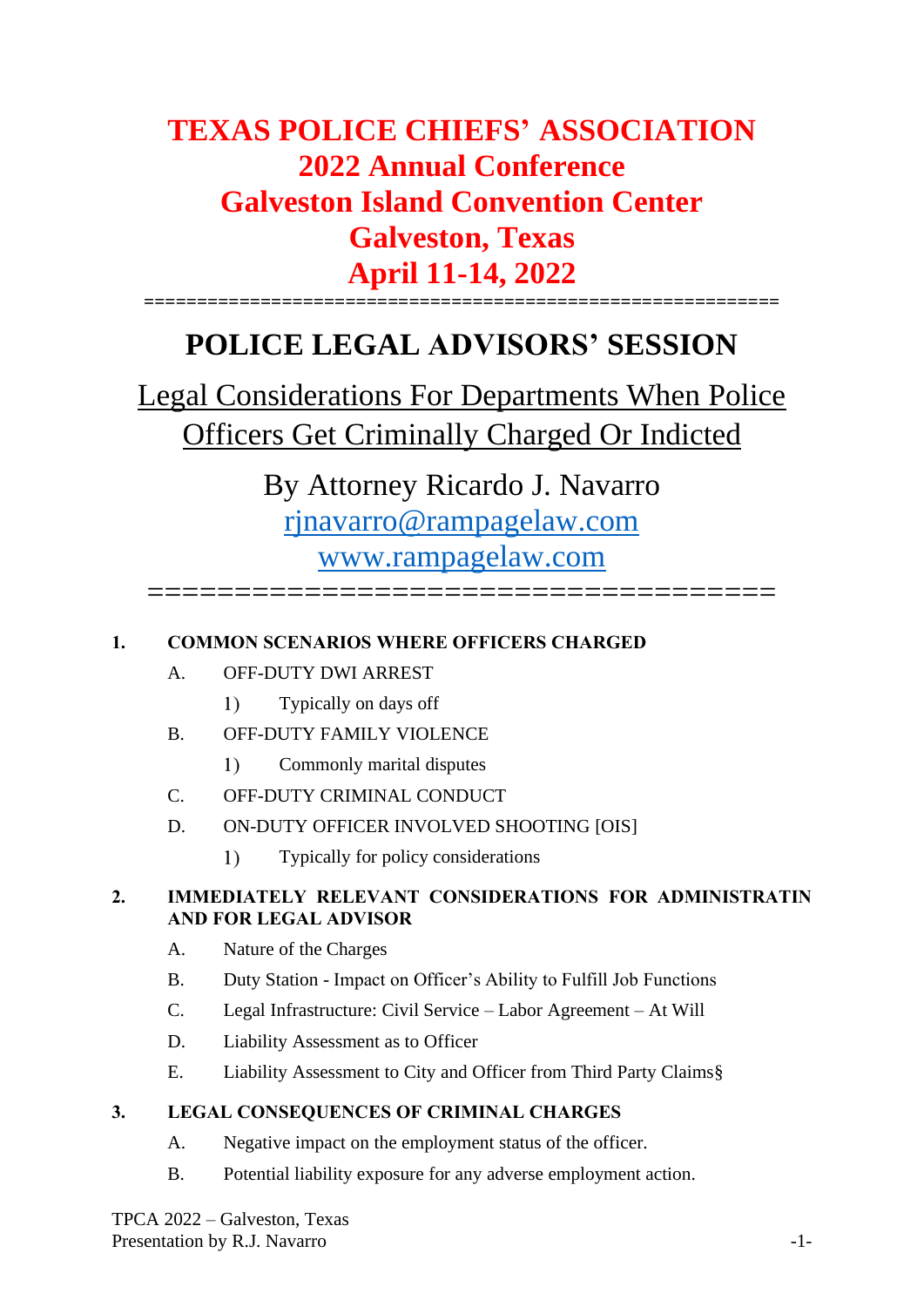# TEXAS POLICE CHIEFS' ASSOCIATION
## 2022 Annual Conference
## Galveston Island Convention Center
## Galveston, Texas
## April 11-14, 2022

---

# POLICE LEGAL ADVISORS' SESSION

## Legal Considerations For Departments When Police Officers Get Criminally Charged Or Indicted

By Attorney Ricardo J. Navarro

rjnavarro@rampagelaw.com

www.rampagelaw.com

---

**1. COMMON SCENARIOS WHERE OFFICERS CHARGED**

- A. OFF-DUTY DWI ARREST
  - 1) Typically on days off
- B. OFF-DUTY FAMILY VIOLENCE
  - 1) Commonly marital disputes
- C. OFF-DUTY CRIMINAL CONDUCT
- D. ON-DUTY OFFICER INVOLVED SHOOTING [OIS]
  - 1) Typically for policy considerations

**2. IMMEDIATELY RELEVANT CONSIDERATIONS FOR ADMINISTRATIN AND FOR LEGAL ADVISOR**

- A. Nature of the Charges
- B. Duty Station - Impact on Officer's Ability to Fulfill Job Functions
- C. Legal Infrastructure: Civil Service – Labor Agreement – At Will
- D. Liability Assessment as to Officer
- E. Liability Assessment to City and Officer from Third Party Claims§

**3. LEGAL CONSEQUENCES OF CRIMINAL CHARGES**

- A. Negative impact on the employment status of the officer.
- B. Potential liability exposure for any adverse employment action.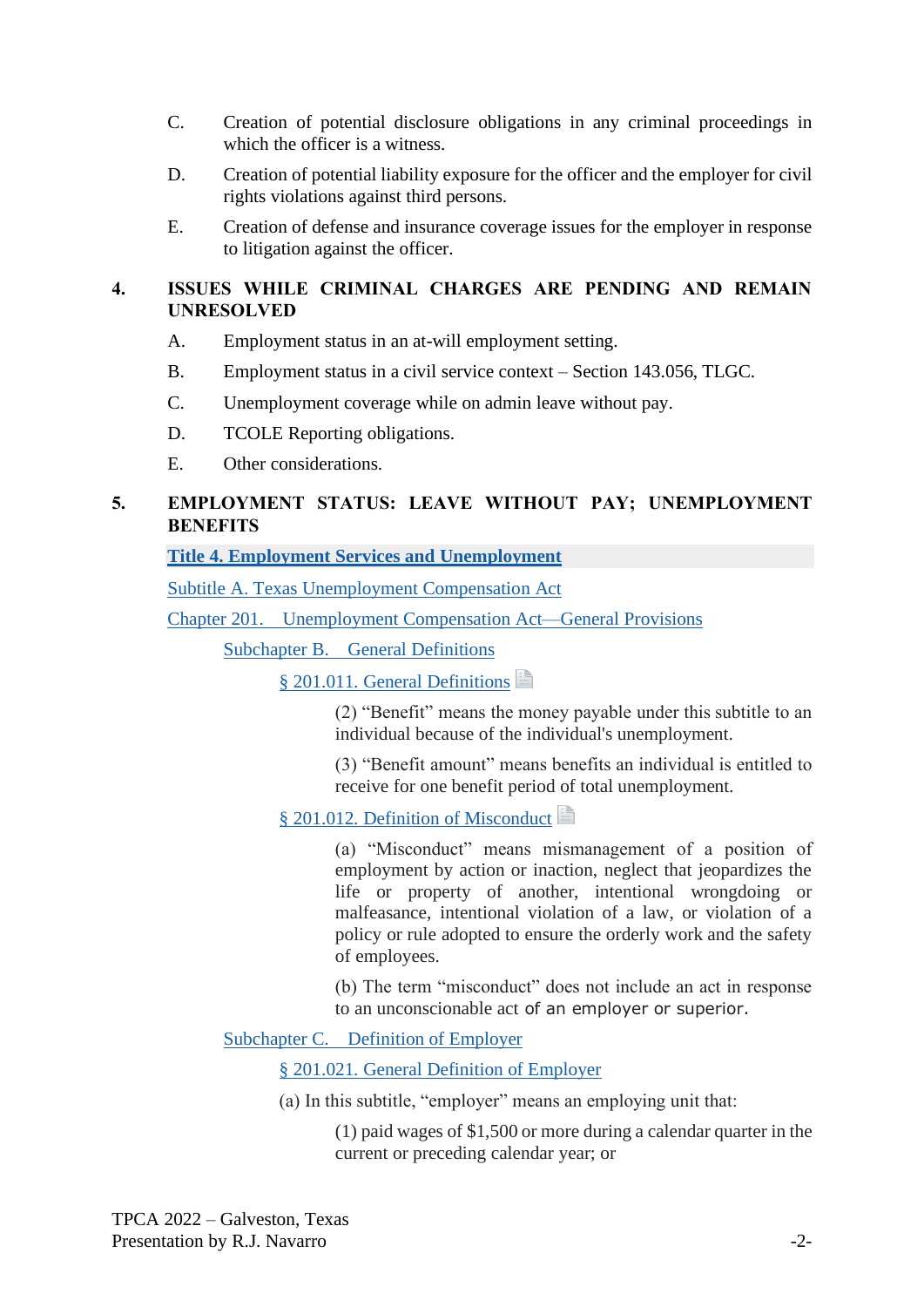C. Creation of potential disclosure obligations in any criminal proceedings in which the officer is a witness.

D. Creation of potential liability exposure for the officer and the employer for civil rights violations against third persons.

E. Creation of defense and insurance coverage issues for the employer in response to litigation against the officer.

## 4. ISSUES WHILE CRIMINAL CHARGES ARE PENDING AND REMAIN UNRESOLVED

A. Employment status in an at-will employment setting.

B. Employment status in a civil service context – Section 143.056, TLGC.

C. Unemployment coverage while on admin leave without pay.

D. TCOLE Reporting obligations.

E. Other considerations.

## 5. EMPLOYMENT STATUS: LEAVE WITHOUT PAY; UNEMPLOYMENT BENEFITS

**Title 4. Employment Services and Unemployment**

Subtitle A. Texas Unemployment Compensation Act

Chapter 201. Unemployment Compensation Act—General Provisions

Subchapter B. General Definitions

§ 201.011. General Definitions

> (2) "Benefit" means the money payable under this subtitle to an individual because of the individual's unemployment.
>
> (3) "Benefit amount" means benefits an individual is entitled to receive for one benefit period of total unemployment.

§ 201.012. Definition of Misconduct

> (a) "Misconduct" means mismanagement of a position of employment by action or inaction, neglect that jeopardizes the life or property of another, intentional wrongdoing or malfeasance, intentional violation of a law, or violation of a policy or rule adopted to ensure the orderly work and the safety of employees.
>
> (b) The term "misconduct" does not include an act in response to an unconscionable act of an employer or superior.

Subchapter C. Definition of Employer

§ 201.021. General Definition of Employer

(a) In this subtitle, "employer" means an employing unit that:

> (1) paid wages of $1,500 or more during a calendar quarter in the current or preceding calendar year; or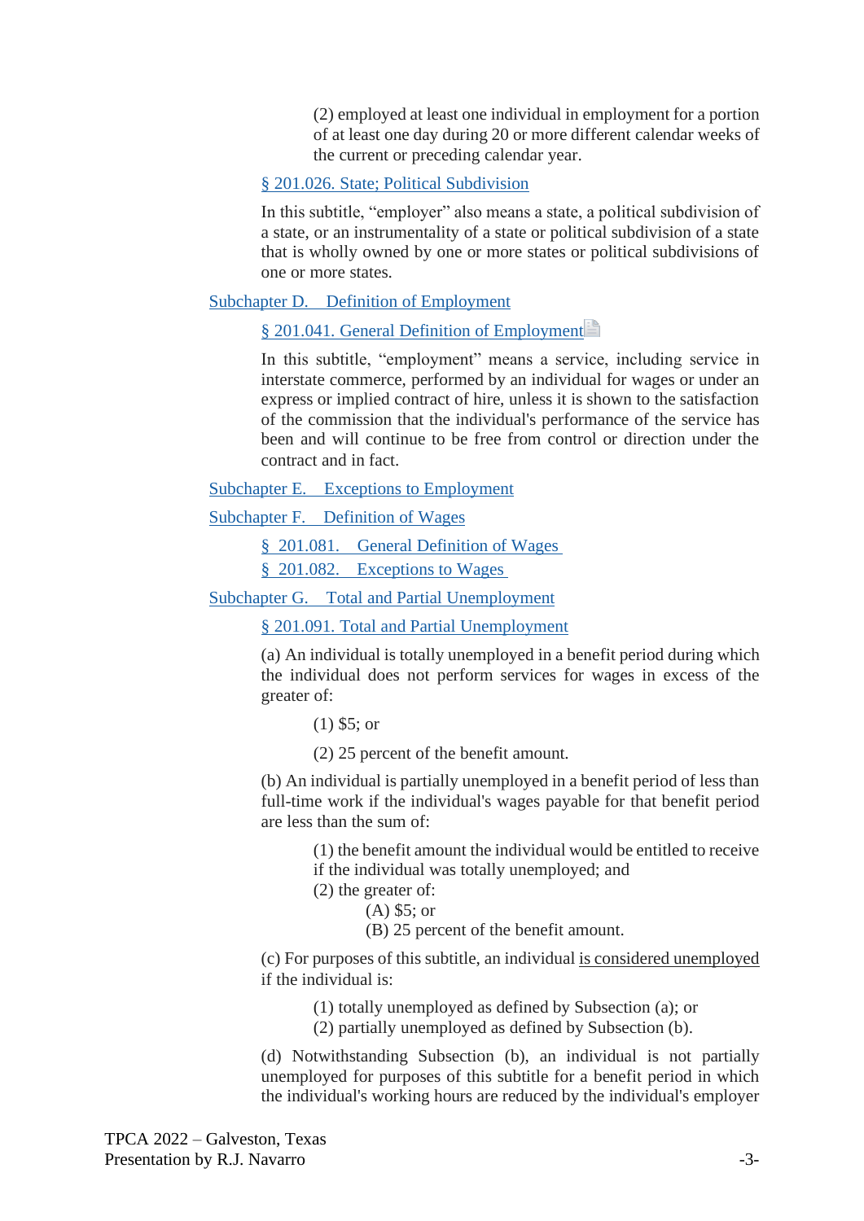(2) employed at least one individual in employment for a portion of at least one day during 20 or more different calendar weeks of the current or preceding calendar year.

§ 201.026. State; Political Subdivision

In this subtitle, "employer" also means a state, a political subdivision of a state, or an instrumentality of a state or political subdivision of a state that is wholly owned by one or more states or political subdivisions of one or more states.

## Subchapter D. Definition of Employment

### § 201.041. General Definition of Employment

In this subtitle, "employment" means a service, including service in interstate commerce, performed by an individual for wages or under an express or implied contract of hire, unless it is shown to the satisfaction of the commission that the individual's performance of the service has been and will continue to be free from control or direction under the contract and in fact.

## Subchapter E. Exceptions to Employment

## Subchapter F. Definition of Wages

### § 201.081. General Definition of Wages

### § 201.082. Exceptions to Wages

## Subchapter G. Total and Partial Unemployment

### § 201.091. Total and Partial Unemployment

(a) An individual is totally unemployed in a benefit period during which the individual does not perform services for wages in excess of the greater of:

(1) $5; or

(2) 25 percent of the benefit amount.

(b) An individual is partially unemployed in a benefit period of less than full-time work if the individual's wages payable for that benefit period are less than the sum of:

(1) the benefit amount the individual would be entitled to receive if the individual was totally unemployed; and
(2) the greater of:
(A) $5; or
(B) 25 percent of the benefit amount.

(c) For purposes of this subtitle, an individual is considered unemployed if the individual is:

(1) totally unemployed as defined by Subsection (a); or
(2) partially unemployed as defined by Subsection (b).

(d) Notwithstanding Subsection (b), an individual is not partially unemployed for purposes of this subtitle for a benefit period in which the individual's working hours are reduced by the individual's employer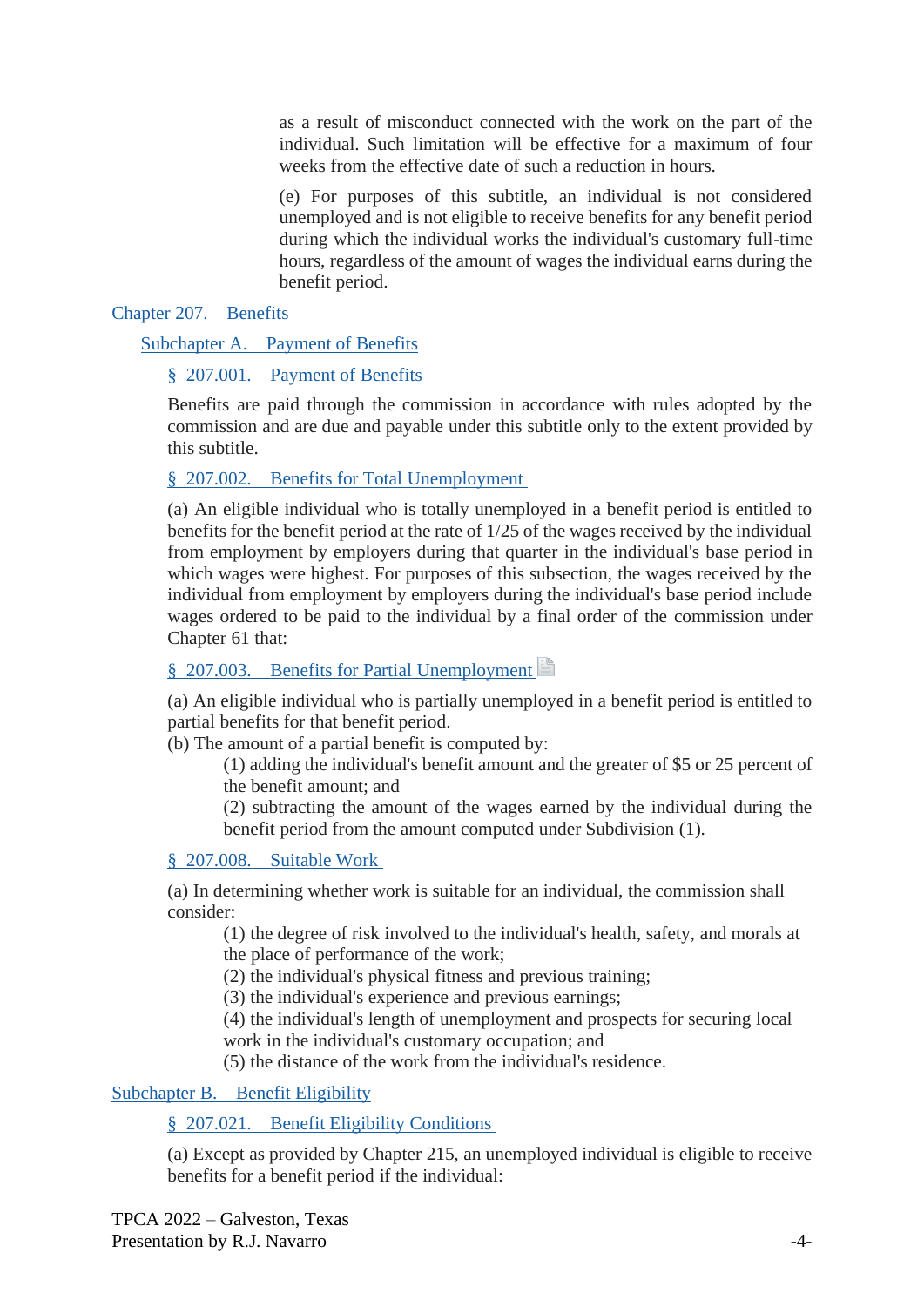as a result of misconduct connected with the work on the part of the individual. Such limitation will be effective for a maximum of four weeks from the effective date of such a reduction in hours.

(e) For purposes of this subtitle, an individual is not considered unemployed and is not eligible to receive benefits for any benefit period during which the individual works the individual's customary full-time hours, regardless of the amount of wages the individual earns during the benefit period.

# Chapter 207. Benefits

## Subchapter A. Payment of Benefits

### § 207.001. Payment of Benefits

Benefits are paid through the commission in accordance with rules adopted by the commission and are due and payable under this subtitle only to the extent provided by this subtitle.

### § 207.002. Benefits for Total Unemployment

(a) An eligible individual who is totally unemployed in a benefit period is entitled to benefits for the benefit period at the rate of 1/25 of the wages received by the individual from employment by employers during that quarter in the individual's base period in which wages were highest. For purposes of this subsection, the wages received by the individual from employment by employers during the individual's base period include wages ordered to be paid to the individual by a final order of the commission under Chapter 61 that:

### § 207.003. Benefits for Partial Unemployment

(a) An eligible individual who is partially unemployed in a benefit period is entitled to partial benefits for that benefit period.
(b) The amount of a partial benefit is computed by:

(1) adding the individual's benefit amount and the greater of $5 or 25 percent of the benefit amount; and
(2) subtracting the amount of the wages earned by the individual during the benefit period from the amount computed under Subdivision (1).

### § 207.008. Suitable Work

(a) In determining whether work is suitable for an individual, the commission shall consider:

(1) the degree of risk involved to the individual's health, safety, and morals at the place of performance of the work;
(2) the individual's physical fitness and previous training;
(3) the individual's experience and previous earnings;
(4) the individual's length of unemployment and prospects for securing local work in the individual's customary occupation; and
(5) the distance of the work from the individual's residence.

## Subchapter B. Benefit Eligibility

### § 207.021. Benefit Eligibility Conditions

(a) Except as provided by Chapter 215, an unemployed individual is eligible to receive benefits for a benefit period if the individual:

TPCA 2022 – Galveston, Texas
Presentation by R.J. Navarro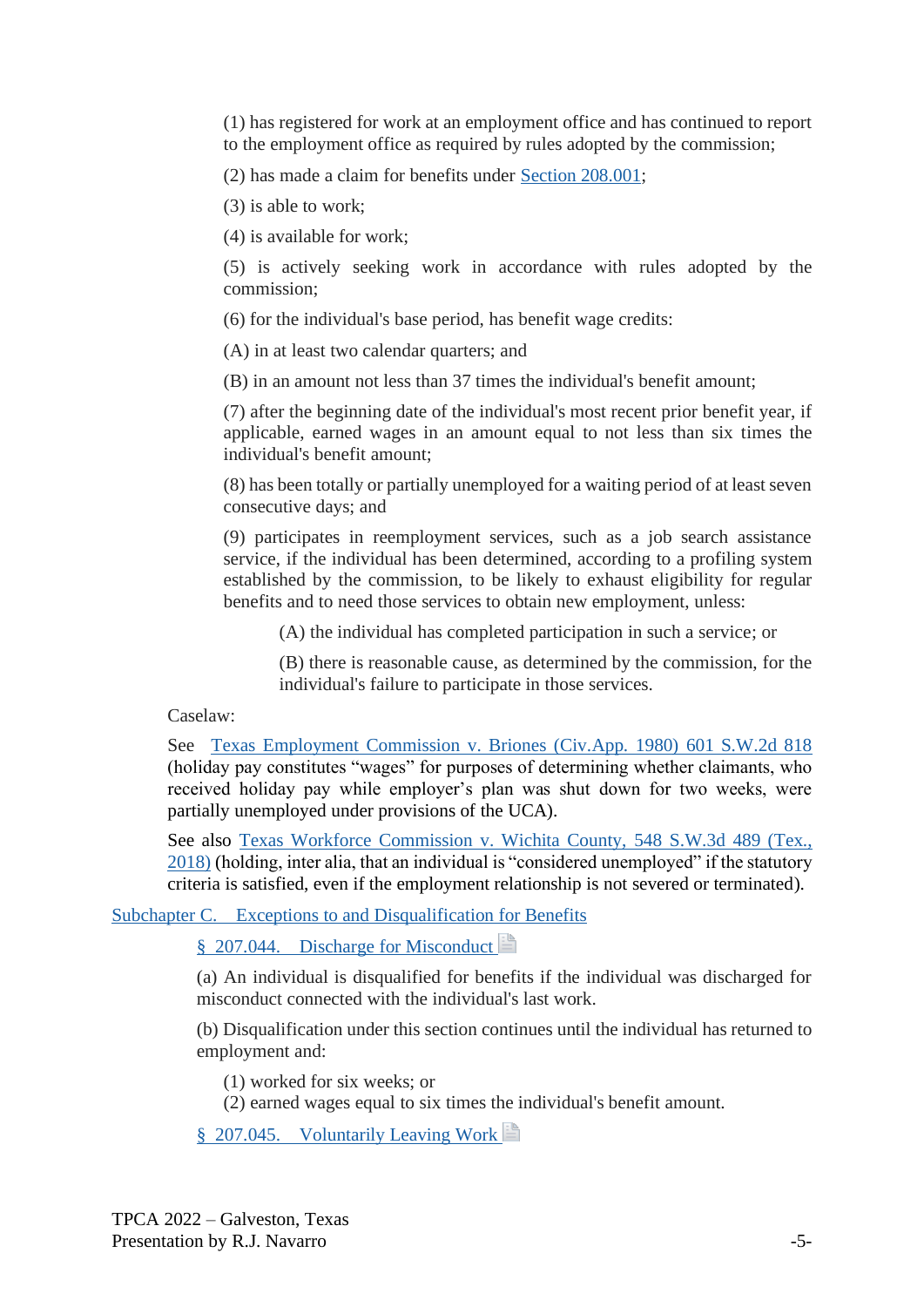(1) has registered for work at an employment office and has continued to report to the employment office as required by rules adopted by the commission;

(2) has made a claim for benefits under Section 208.001;

(3) is able to work;

(4) is available for work;

(5) is actively seeking work in accordance with rules adopted by the commission;

(6) for the individual's base period, has benefit wage credits:

(A) in at least two calendar quarters; and

(B) in an amount not less than 37 times the individual's benefit amount;

(7) after the beginning date of the individual's most recent prior benefit year, if applicable, earned wages in an amount equal to not less than six times the individual's benefit amount;

(8) has been totally or partially unemployed for a waiting period of at least seven consecutive days; and

(9) participates in reemployment services, such as a job search assistance service, if the individual has been determined, according to a profiling system established by the commission, to be likely to exhaust eligibility for regular benefits and to need those services to obtain new employment, unless:

> (A) the individual has completed participation in such a service; or
>
> (B) there is reasonable cause, as determined by the commission, for the individual's failure to participate in those services.

Caselaw:

See Texas Employment Commission v. Briones (Civ.App. 1980) 601 S.W.2d 818 (holiday pay constitutes "wages" for purposes of determining whether claimants, who received holiday pay while employer's plan was shut down for two weeks, were partially unemployed under provisions of the UCA).

See also Texas Workforce Commission v. Wichita County, 548 S.W.3d 489 (Tex., 2018) (holding, inter alia, that an individual is "considered unemployed" if the statutory criteria is satisfied, even if the employment relationship is not severed or terminated).

## Subchapter C. Exceptions to and Disqualification for Benefits

### § 207.044. Discharge for Misconduct

(a) An individual is disqualified for benefits if the individual was discharged for misconduct connected with the individual's last work.

(b) Disqualification under this section continues until the individual has returned to employment and:

(1) worked for six weeks; or
(2) earned wages equal to six times the individual's benefit amount.

### § 207.045. Voluntarily Leaving Work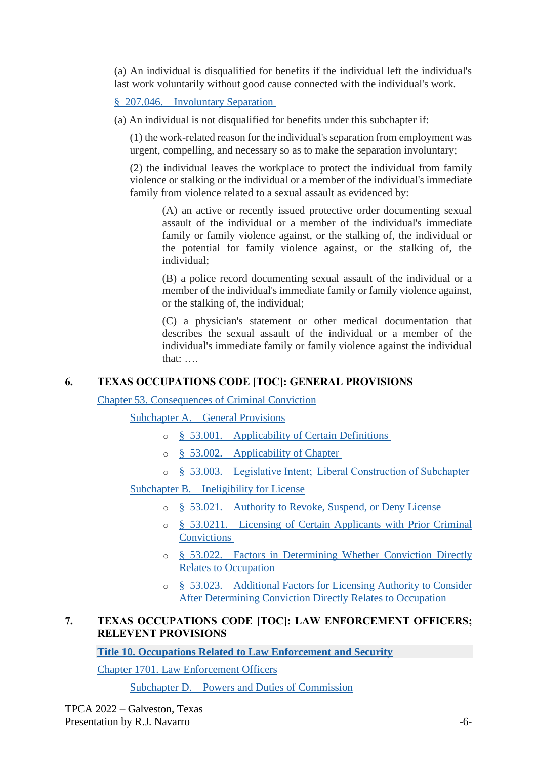(a) An individual is disqualified for benefits if the individual left the individual's last work voluntarily without good cause connected with the individual's work.

§ 207.046. Involuntary Separation

(a) An individual is not disqualified for benefits under this subchapter if:

(1) the work-related reason for the individual's separation from employment was urgent, compelling, and necessary so as to make the separation involuntary;

(2) the individual leaves the workplace to protect the individual from family violence or stalking or the individual or a member of the individual's immediate family from violence related to a sexual assault as evidenced by:

(A) an active or recently issued protective order documenting sexual assault of the individual or a member of the individual's immediate family or family violence against, or the stalking of, the individual or the potential for family violence against, or the stalking of, the individual;

(B) a police record documenting sexual assault of the individual or a member of the individual's immediate family or family violence against, or the stalking of, the individual;

(C) a physician's statement or other medical documentation that describes the sexual assault of the individual or a member of the individual's immediate family or family violence against the individual that: ….

## 6. TEXAS OCCUPATIONS CODE [TOC]: GENERAL PROVISIONS

Chapter 53. Consequences of Criminal Conviction

Subchapter A. General Provisions

- § 53.001. Applicability of Certain Definitions
- § 53.002. Applicability of Chapter
- § 53.003. Legislative Intent; Liberal Construction of Subchapter

Subchapter B. Ineligibility for License

- § 53.021. Authority to Revoke, Suspend, or Deny License
- § 53.0211. Licensing of Certain Applicants with Prior Criminal Convictions
- § 53.022. Factors in Determining Whether Conviction Directly Relates to Occupation
- § 53.023. Additional Factors for Licensing Authority to Consider After Determining Conviction Directly Relates to Occupation

## 7. TEXAS OCCUPATIONS CODE [TOC]: LAW ENFORCEMENT OFFICERS; RELEVENT PROVISIONS

**Title 10. Occupations Related to Law Enforcement and Security**

Chapter 1701. Law Enforcement Officers

Subchapter D. Powers and Duties of Commission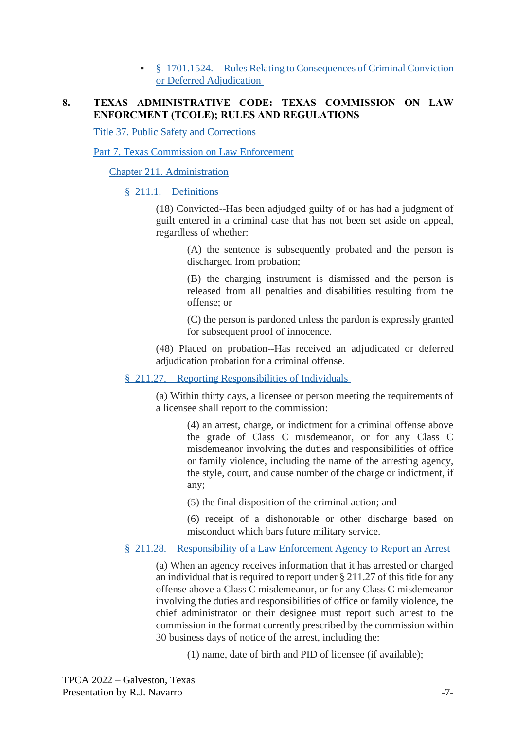- [§ 1701.1524. Rules Relating to Consequences of Criminal Conviction or Deferred Adjudication]

## 8. TEXAS ADMINISTRATIVE CODE: TEXAS COMMISSION ON LAW ENFORCMENT (TCOLE); RULES AND REGULATIONS

Title 37. Public Safety and Corrections

Part 7. Texas Commission on Law Enforcement

Chapter 211. Administration

§ 211.1. Definitions

(18) Convicted--Has been adjudged guilty of or has had a judgment of guilt entered in a criminal case that has not been set aside on appeal, regardless of whether:

> (A) the sentence is subsequently probated and the person is discharged from probation;
>
> (B) the charging instrument is dismissed and the person is released from all penalties and disabilities resulting from the offense; or
>
> (C) the person is pardoned unless the pardon is expressly granted for subsequent proof of innocence.

(48) Placed on probation--Has received an adjudicated or deferred adjudication probation for a criminal offense.

§ 211.27. Reporting Responsibilities of Individuals

(a) Within thirty days, a licensee or person meeting the requirements of a licensee shall report to the commission:

> (4) an arrest, charge, or indictment for a criminal offense above the grade of Class C misdemeanor, or for any Class C misdemeanor involving the duties and responsibilities of office or family violence, including the name of the arresting agency, the style, court, and cause number of the charge or indictment, if any;
>
> (5) the final disposition of the criminal action; and
>
> (6) receipt of a dishonorable or other discharge based on misconduct which bars future military service.

§ 211.28. Responsibility of a Law Enforcement Agency to Report an Arrest

(a) When an agency receives information that it has arrested or charged an individual that is required to report under § 211.27 of this title for any offense above a Class C misdemeanor, or for any Class C misdemeanor involving the duties and responsibilities of office or family violence, the chief administrator or their designee must report such arrest to the commission in the format currently prescribed by the commission within 30 business days of notice of the arrest, including the:

> (1) name, date of birth and PID of licensee (if available);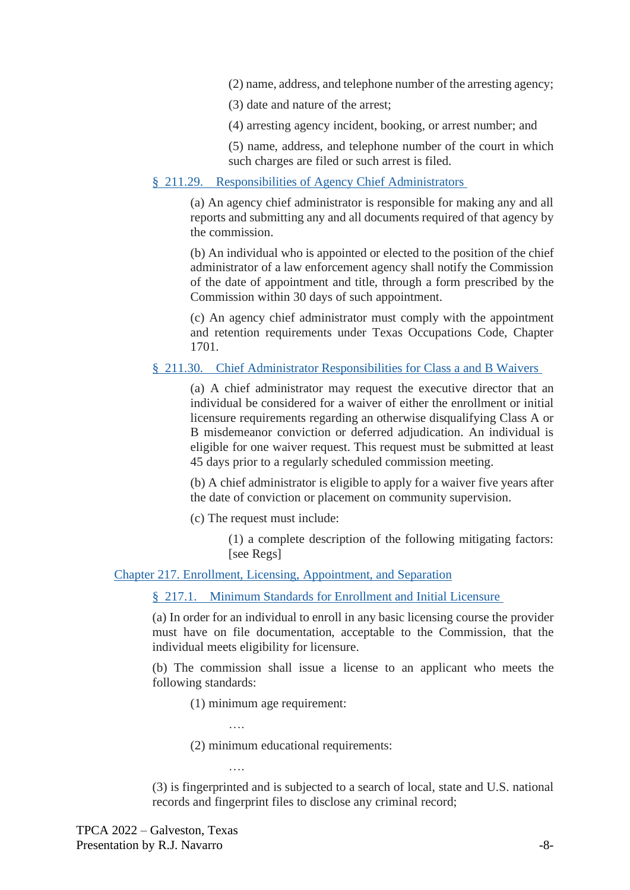(2) name, address, and telephone number of the arresting agency;

(3) date and nature of the arrest;

(4) arresting agency incident, booking, or arrest number; and

(5) name, address, and telephone number of the court in which such charges are filed or such arrest is filed.

### § 211.29. Responsibilities of Agency Chief Administrators

(a) An agency chief administrator is responsible for making any and all reports and submitting any and all documents required of that agency by the commission.

(b) An individual who is appointed or elected to the position of the chief administrator of a law enforcement agency shall notify the Commission of the date of appointment and title, through a form prescribed by the Commission within 30 days of such appointment.

(c) An agency chief administrator must comply with the appointment and retention requirements under Texas Occupations Code, Chapter 1701.

### § 211.30. Chief Administrator Responsibilities for Class a and B Waivers

(a) A chief administrator may request the executive director that an individual be considered for a waiver of either the enrollment or initial licensure requirements regarding an otherwise disqualifying Class A or B misdemeanor conviction or deferred adjudication. An individual is eligible for one waiver request. This request must be submitted at least 45 days prior to a regularly scheduled commission meeting.

(b) A chief administrator is eligible to apply for a waiver five years after the date of conviction or placement on community supervision.

(c) The request must include:

(1) a complete description of the following mitigating factors: [see Regs]

## Chapter 217. Enrollment, Licensing, Appointment, and Separation

### § 217.1. Minimum Standards for Enrollment and Initial Licensure

(a) In order for an individual to enroll in any basic licensing course the provider must have on file documentation, acceptable to the Commission, that the individual meets eligibility for licensure.

(b) The commission shall issue a license to an applicant who meets the following standards:

(1) minimum age requirement:

….

(2) minimum educational requirements:

….

(3) is fingerprinted and is subjected to a search of local, state and U.S. national records and fingerprint files to disclose any criminal record;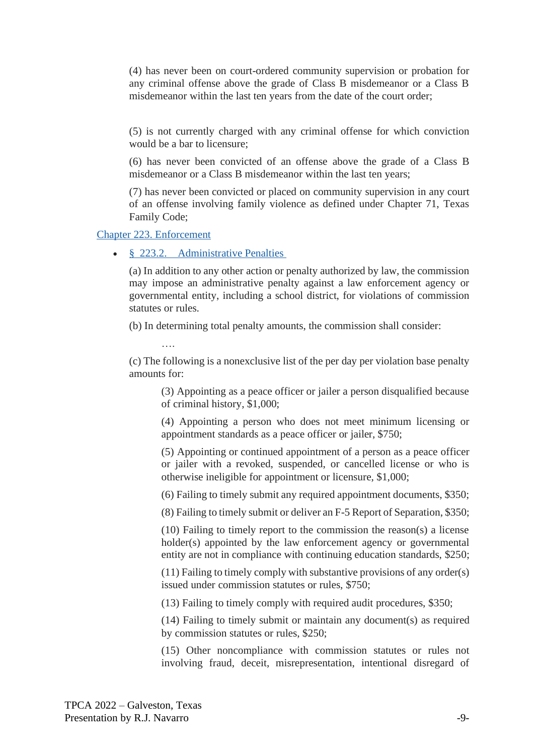(4) has never been on court-ordered community supervision or probation for any criminal offense above the grade of Class B misdemeanor or a Class B misdemeanor within the last ten years from the date of the court order;

(5) is not currently charged with any criminal offense for which conviction would be a bar to licensure;

(6) has never been convicted of an offense above the grade of a Class B misdemeanor or a Class B misdemeanor within the last ten years;

(7) has never been convicted or placed on community supervision in any court of an offense involving family violence as defined under Chapter 71, Texas Family Code;

Chapter 223. Enforcement

- § 223.2. Administrative Penalties

  (a) In addition to any other action or penalty authorized by law, the commission may impose an administrative penalty against a law enforcement agency or governmental entity, including a school district, for violations of commission statutes or rules.

  (b) In determining total penalty amounts, the commission shall consider:

  ….

  (c) The following is a nonexclusive list of the per day per violation base penalty amounts for:

  > (3) Appointing as a peace officer or jailer a person disqualified because of criminal history, $1,000;
  >
  > (4) Appointing a person who does not meet minimum licensing or appointment standards as a peace officer or jailer, $750;
  >
  > (5) Appointing or continued appointment of a person as a peace officer or jailer with a revoked, suspended, or cancelled license or who is otherwise ineligible for appointment or licensure, $1,000;
  >
  > (6) Failing to timely submit any required appointment documents, $350;
  >
  > (8) Failing to timely submit or deliver an F-5 Report of Separation, $350;
  >
  > (10) Failing to timely report to the commission the reason(s) a license holder(s) appointed by the law enforcement agency or governmental entity are not in compliance with continuing education standards, $250;
  >
  > (11) Failing to timely comply with substantive provisions of any order(s) issued under commission statutes or rules, $750;
  >
  > (13) Failing to timely comply with required audit procedures, $350;
  >
  > (14) Failing to timely submit or maintain any document(s) as required by commission statutes or rules, $250;
  >
  > (15) Other noncompliance with commission statutes or rules not involving fraud, deceit, misrepresentation, intentional disregard of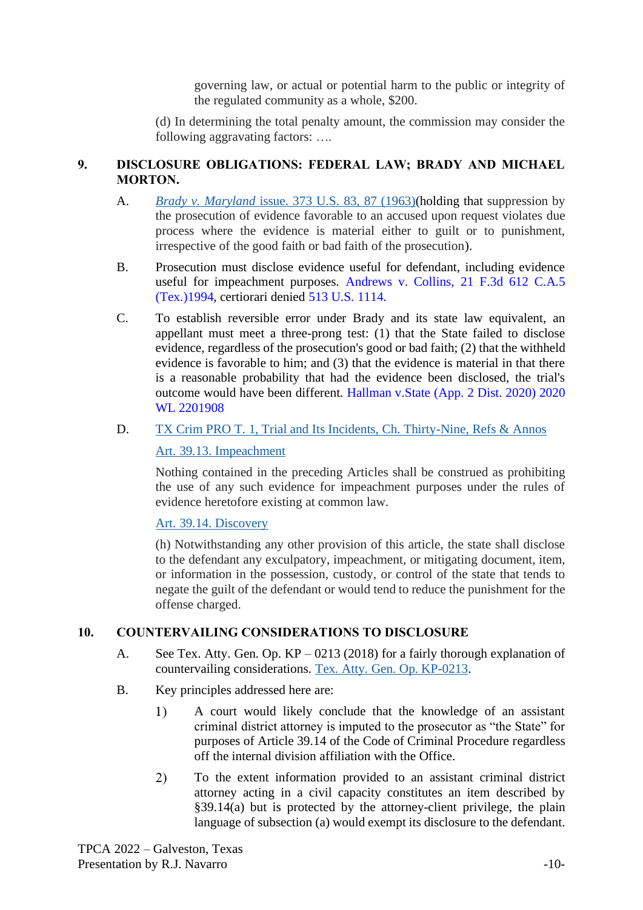governing law, or actual or potential harm to the public or integrity of the regulated community as a whole, $200.

(d) In determining the total penalty amount, the commission may consider the following aggravating factors: ….

## 9. DISCLOSURE OBLIGATIONS: FEDERAL LAW; BRADY AND MICHAEL MORTON.

A. *Brady v. Maryland* issue. 373 U.S. 83, 87 (1963)(holding that suppression by the prosecution of evidence favorable to an accused upon request violates due process where the evidence is material either to guilt or to punishment, irrespective of the good faith or bad faith of the prosecution).

B. Prosecution must disclose evidence useful for defendant, including evidence useful for impeachment purposes. Andrews v. Collins, 21 F.3d 612 C.A.5 (Tex.)1994, certiorari denied 513 U.S. 1114.

C. To establish reversible error under Brady and its state law equivalent, an appellant must meet a three-prong test: (1) that the State failed to disclose evidence, regardless of the prosecution's good or bad faith; (2) that the withheld evidence is favorable to him; and (3) that the evidence is material in that there is a reasonable probability that had the evidence been disclosed, the trial's outcome would have been different. Hallman v.State (App. 2 Dist. 2020) 2020 WL 2201908

D. TX Crim PRO T. 1, Trial and Its Incidents, Ch. Thirty-Nine, Refs & Annos

Art. 39.13. Impeachment

Nothing contained in the preceding Articles shall be construed as prohibiting the use of any such evidence for impeachment purposes under the rules of evidence heretofore existing at common law.

Art. 39.14. Discovery

(h) Notwithstanding any other provision of this article, the state shall disclose to the defendant any exculpatory, impeachment, or mitigating document, item, or information in the possession, custody, or control of the state that tends to negate the guilt of the defendant or would tend to reduce the punishment for the offense charged.

## 10. COUNTERVAILING CONSIDERATIONS TO DISCLOSURE

A. See Tex. Atty. Gen. Op. KP – 0213 (2018) for a fairly thorough explanation of countervailing considerations. Tex. Atty. Gen. Op. KP-0213.

B. Key principles addressed here are:

1) A court would likely conclude that the knowledge of an assistant criminal district attorney is imputed to the prosecutor as "the State" for purposes of Article 39.14 of the Code of Criminal Procedure regardless off the internal division affiliation with the Office.

2) To the extent information provided to an assistant criminal district attorney acting in a civil capacity constitutes an item described by §39.14(a) but is protected by the attorney-client privilege, the plain language of subsection (a) would exempt its disclosure to the defendant.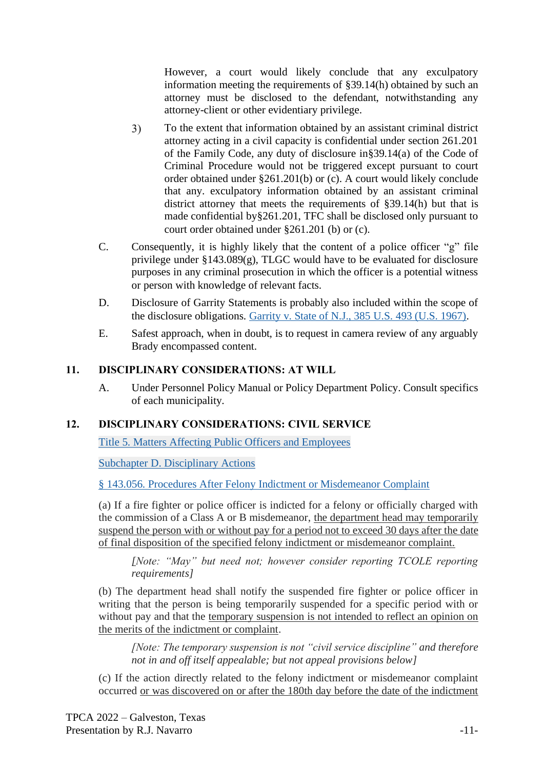However, a court would likely conclude that any exculpatory information meeting the requirements of §39.14(h) obtained by such an attorney must be disclosed to the defendant, notwithstanding any attorney-client or other evidentiary privilege.

3) To the extent that information obtained by an assistant criminal district attorney acting in a civil capacity is confidential under section 261.201 of the Family Code, any duty of disclosure in§39.14(a) of the Code of Criminal Procedure would not be triggered except pursuant to court order obtained under §261.201(b) or (c). A court would likely conclude that any. exculpatory information obtained by an assistant criminal district attorney that meets the requirements of §39.14(h) but that is made confidential by§261.201, TFC shall be disclosed only pursuant to court order obtained under §261.201 (b) or (c).

C. Consequently, it is highly likely that the content of a police officer "g" file privilege under §143.089(g), TLGC would have to be evaluated for disclosure purposes in any criminal prosecution in which the officer is a potential witness or person with knowledge of relevant facts.

D. Disclosure of Garrity Statements is probably also included within the scope of the disclosure obligations. [Garrity v. State of N.J., 385 U.S. 493 (U.S. 1967)](#).

E. Safest approach, when in doubt, is to request in camera review of any arguably Brady encompassed content.

## 11. DISCIPLINARY CONSIDERATIONS: AT WILL

A. Under Personnel Policy Manual or Policy Department Policy. Consult specifics of each municipality.

## 12. DISCIPLINARY CONSIDERATIONS: CIVIL SERVICE

[Title 5. Matters Affecting Public Officers and Employees](#)

[Subchapter D. Disciplinary Actions](#)

[§ 143.056. Procedures After Felony Indictment or Misdemeanor Complaint](#)

(a) If a fire fighter or police officer is indicted for a felony or officially charged with the commission of a Class A or B misdemeanor, <u>the department head may temporarily suspend the person with or without pay for a period not to exceed 30 days after the date of final disposition of the specified felony indictment or misdemeanor complaint.</u>

*[Note: "May" but need not; however consider reporting TCOLE reporting requirements]*

(b) The department head shall notify the suspended fire fighter or police officer in writing that the person is being temporarily suspended for a specific period with or without pay and that the <u>temporary suspension is not intended to reflect an opinion on the merits of the indictment or complaint</u>.

*[Note: The temporary suspension is not "civil service discipline" and therefore not in and off itself appealable; but not appeal provisions below]*

(c) If the action directly related to the felony indictment or misdemeanor complaint occurred <u>or was discovered on or after the 180th day before the date of the indictment</u>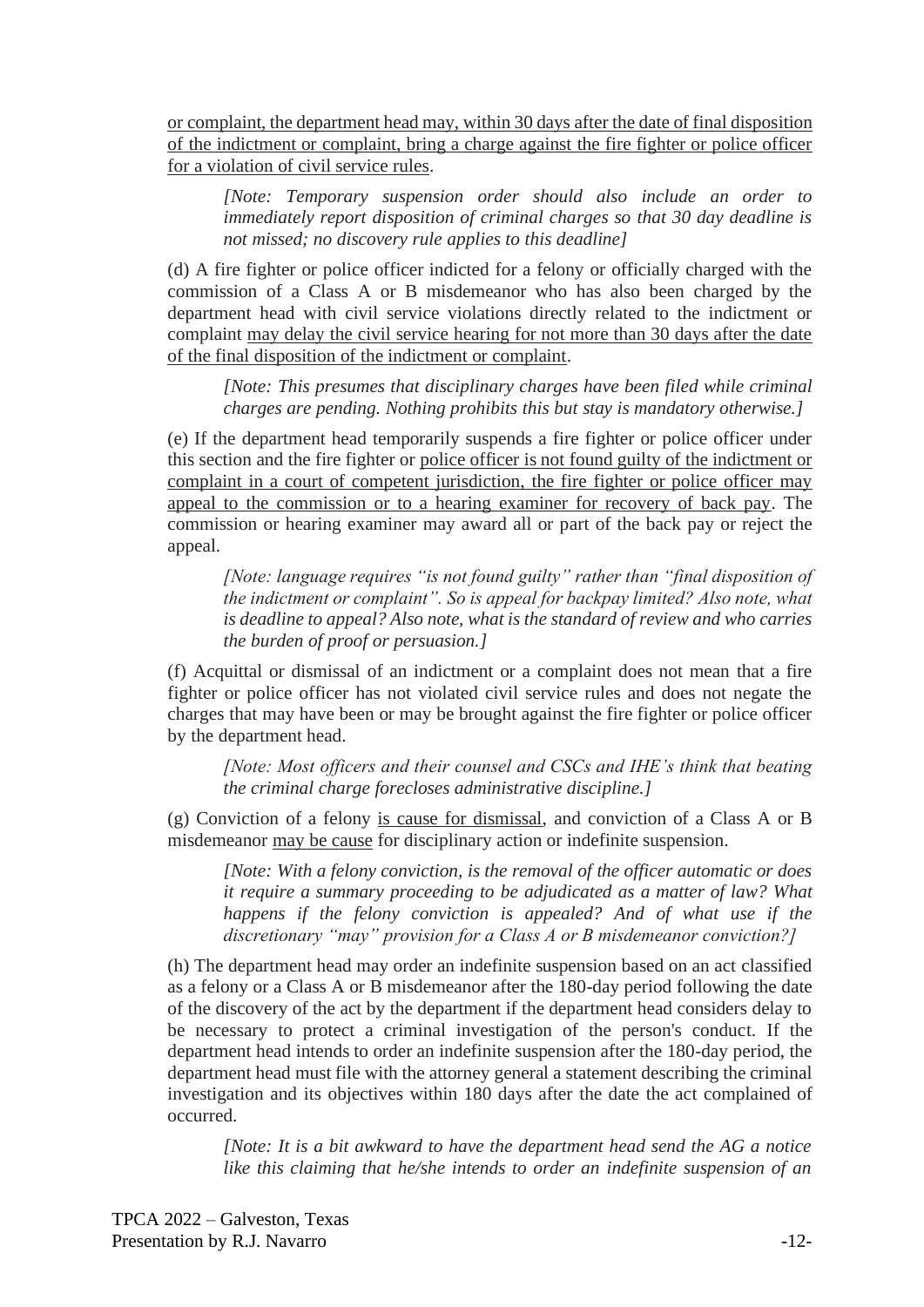or complaint, the department head may, within 30 days after the date of final disposition of the indictment or complaint, bring a charge against the fire fighter or police officer for a violation of civil service rules.

> *[Note: Temporary suspension order should also include an order to immediately report disposition of criminal charges so that 30 day deadline is not missed; no discovery rule applies to this deadline]*

(d) A fire fighter or police officer indicted for a felony or officially charged with the commission of a Class A or B misdemeanor who has also been charged by the department head with civil service violations directly related to the indictment or complaint may delay the civil service hearing for not more than 30 days after the date of the final disposition of the indictment or complaint.

> *[Note: This presumes that disciplinary charges have been filed while criminal charges are pending. Nothing prohibits this but stay is mandatory otherwise.]*

(e) If the department head temporarily suspends a fire fighter or police officer under this section and the fire fighter or police officer is not found guilty of the indictment or complaint in a court of competent jurisdiction, the fire fighter or police officer may appeal to the commission or to a hearing examiner for recovery of back pay. The commission or hearing examiner may award all or part of the back pay or reject the appeal.

> *[Note: language requires "is not found guilty" rather than "final disposition of the indictment or complaint". So is appeal for backpay limited? Also note, what is deadline to appeal? Also note, what is the standard of review and who carries the burden of proof or persuasion.]*

(f) Acquittal or dismissal of an indictment or a complaint does not mean that a fire fighter or police officer has not violated civil service rules and does not negate the charges that may have been or may be brought against the fire fighter or police officer by the department head.

> *[Note: Most officers and their counsel and CSCs and IHE's think that beating the criminal charge forecloses administrative discipline.]*

(g) Conviction of a felony is cause for dismissal, and conviction of a Class A or B misdemeanor may be cause for disciplinary action or indefinite suspension.

> *[Note: With a felony conviction, is the removal of the officer automatic or does it require a summary proceeding to be adjudicated as a matter of law? What happens if the felony conviction is appealed? And of what use if the discretionary "may" provision for a Class A or B misdemeanor conviction?]*

(h) The department head may order an indefinite suspension based on an act classified as a felony or a Class A or B misdemeanor after the 180-day period following the date of the discovery of the act by the department if the department head considers delay to be necessary to protect a criminal investigation of the person's conduct. If the department head intends to order an indefinite suspension after the 180-day period, the department head must file with the attorney general a statement describing the criminal investigation and its objectives within 180 days after the date the act complained of occurred.

> *[Note: It is a bit awkward to have the department head send the AG a notice like this claiming that he/she intends to order an indefinite suspension of an*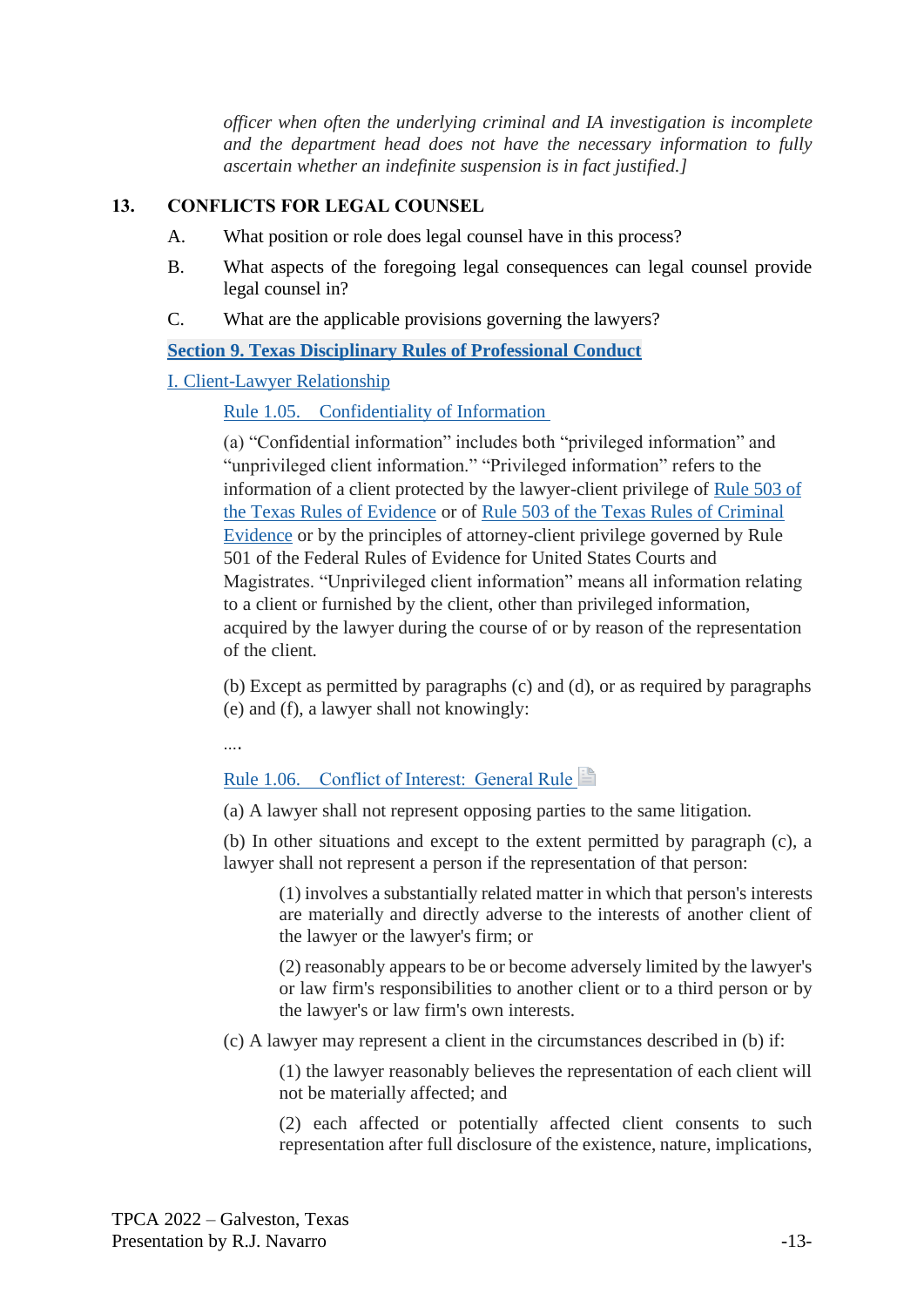*officer when often the underlying criminal and IA investigation is incomplete and the department head does not have the necessary information to fully ascertain whether an indefinite suspension is in fact justified.]*

## 13. CONFLICTS FOR LEGAL COUNSEL

A. What position or role does legal counsel have in this process?

B. What aspects of the foregoing legal consequences can legal counsel provide legal counsel in?

C. What are the applicable provisions governing the lawyers?

**Section 9. Texas Disciplinary Rules of Professional Conduct**

I. Client-Lawyer Relationship

Rule 1.05. Confidentiality of Information

(a) "Confidential information" includes both "privileged information" and "unprivileged client information." "Privileged information" refers to the information of a client protected by the lawyer-client privilege of Rule 503 of the Texas Rules of Evidence or of Rule 503 of the Texas Rules of Criminal Evidence or by the principles of attorney-client privilege governed by Rule 501 of the Federal Rules of Evidence for United States Courts and Magistrates. "Unprivileged client information" means all information relating to a client or furnished by the client, other than privileged information, acquired by the lawyer during the course of or by reason of the representation of the client.

(b) Except as permitted by paragraphs (c) and (d), or as required by paragraphs (e) and (f), a lawyer shall not knowingly:

....

Rule 1.06. Conflict of Interest: General Rule

(a) A lawyer shall not represent opposing parties to the same litigation.

(b) In other situations and except to the extent permitted by paragraph (c), a lawyer shall not represent a person if the representation of that person:

(1) involves a substantially related matter in which that person's interests are materially and directly adverse to the interests of another client of the lawyer or the lawyer's firm; or

(2) reasonably appears to be or become adversely limited by the lawyer's or law firm's responsibilities to another client or to a third person or by the lawyer's or law firm's own interests.

(c) A lawyer may represent a client in the circumstances described in (b) if:

(1) the lawyer reasonably believes the representation of each client will not be materially affected; and

(2) each affected or potentially affected client consents to such representation after full disclosure of the existence, nature, implications,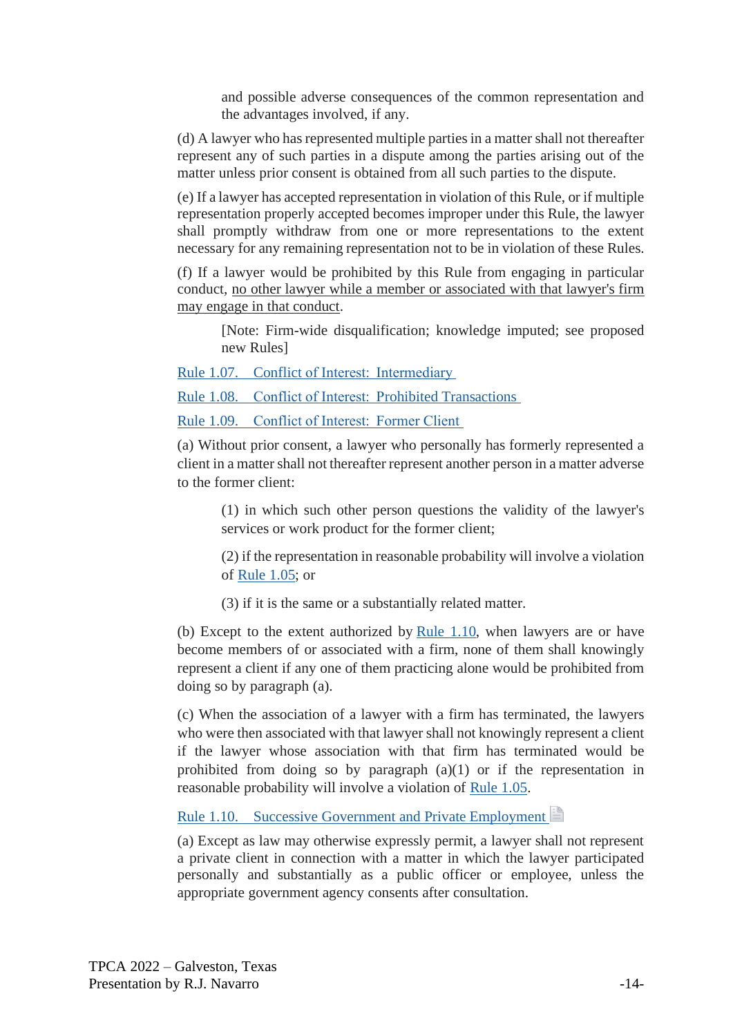and possible adverse consequences of the common representation and the advantages involved, if any.

(d) A lawyer who has represented multiple parties in a matter shall not thereafter represent any of such parties in a dispute among the parties arising out of the matter unless prior consent is obtained from all such parties to the dispute.

(e) If a lawyer has accepted representation in violation of this Rule, or if multiple representation properly accepted becomes improper under this Rule, the lawyer shall promptly withdraw from one or more representations to the extent necessary for any remaining representation not to be in violation of these Rules.

(f) If a lawyer would be prohibited by this Rule from engaging in particular conduct, <u>no other lawyer while a member or associated with that lawyer's firm may engage in that conduct</u>.

> [Note: Firm-wide disqualification; knowledge imputed; see proposed new Rules]

Rule 1.07. Conflict of Interest: Intermediary

Rule 1.08. Conflict of Interest: Prohibited Transactions

Rule 1.09. Conflict of Interest: Former Client

(a) Without prior consent, a lawyer who personally has formerly represented a client in a matter shall not thereafter represent another person in a matter adverse to the former client:

> (1) in which such other person questions the validity of the lawyer's services or work product for the former client;
>
> (2) if the representation in reasonable probability will involve a violation of Rule 1.05; or
>
> (3) if it is the same or a substantially related matter.

(b) Except to the extent authorized by Rule 1.10, when lawyers are or have become members of or associated with a firm, none of them shall knowingly represent a client if any one of them practicing alone would be prohibited from doing so by paragraph (a).

(c) When the association of a lawyer with a firm has terminated, the lawyers who were then associated with that lawyer shall not knowingly represent a client if the lawyer whose association with that firm has terminated would be prohibited from doing so by paragraph (a)(1) or if the representation in reasonable probability will involve a violation of Rule 1.05.

Rule 1.10. Successive Government and Private Employment

(a) Except as law may otherwise expressly permit, a lawyer shall not represent a private client in connection with a matter in which the lawyer participated personally and substantially as a public officer or employee, unless the appropriate government agency consents after consultation.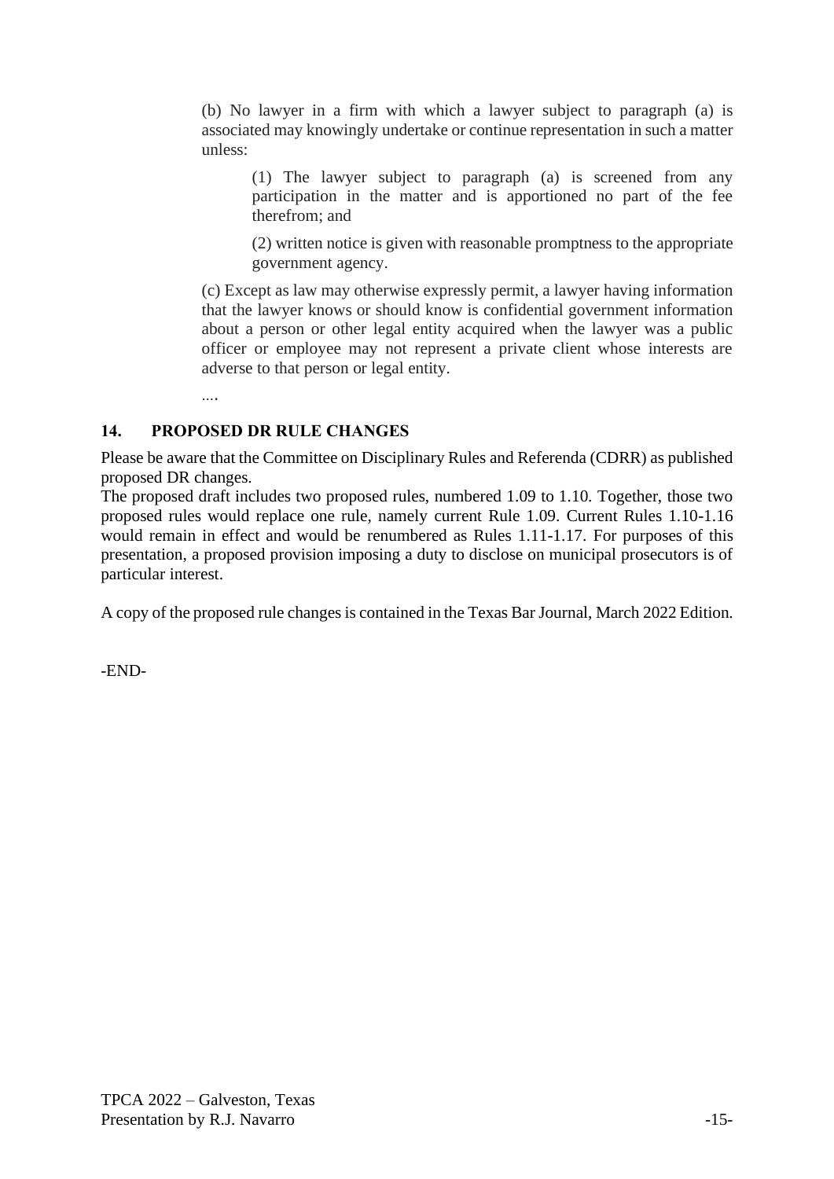(b) No lawyer in a firm with which a lawyer subject to paragraph (a) is associated may knowingly undertake or continue representation in such a matter unless:

(1) The lawyer subject to paragraph (a) is screened from any participation in the matter and is apportioned no part of the fee therefrom; and

(2) written notice is given with reasonable promptness to the appropriate government agency.

(c) Except as law may otherwise expressly permit, a lawyer having information that the lawyer knows or should know is confidential government information about a person or other legal entity acquired when the lawyer was a public officer or employee may not represent a private client whose interests are adverse to that person or legal entity.

....

## 14. PROPOSED DR RULE CHANGES

Please be aware that the Committee on Disciplinary Rules and Referenda (CDRR) as published proposed DR changes.

The proposed draft includes two proposed rules, numbered 1.09 to 1.10. Together, those two proposed rules would replace one rule, namely current Rule 1.09. Current Rules 1.10-1.16 would remain in effect and would be renumbered as Rules 1.11-1.17. For purposes of this presentation, a proposed provision imposing a duty to disclose on municipal prosecutors is of particular interest.

A copy of the proposed rule changes is contained in the Texas Bar Journal, March 2022 Edition.

-END-